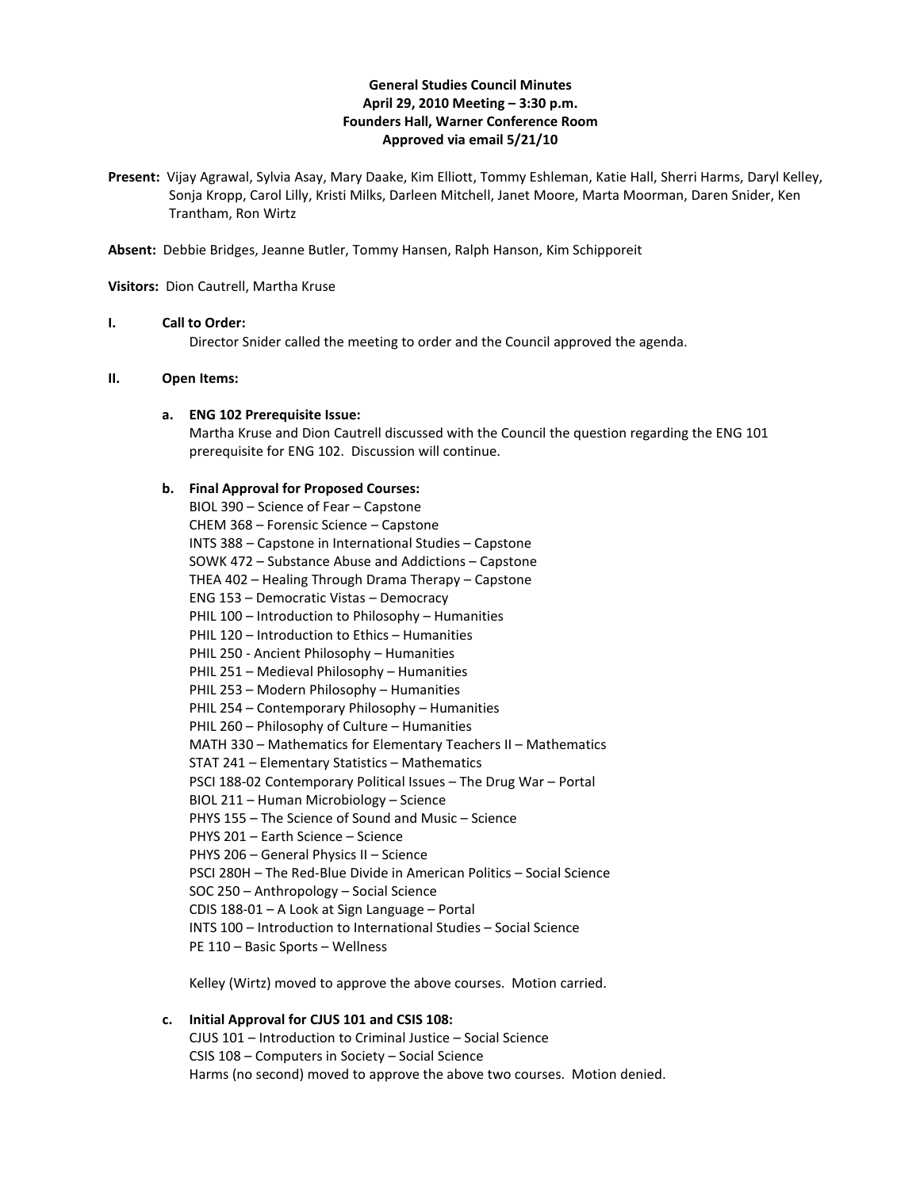**General Studies Council Minutes**
**April 29, 2010 Meeting – 3:30 p.m.**
**Founders Hall, Warner Conference Room**
**Approved via email 5/21/10**

**Present:** Vijay Agrawal, Sylvia Asay, Mary Daake, Kim Elliott, Tommy Eshleman, Katie Hall, Sherri Harms, Daryl Kelley, Sonja Kropp, Carol Lilly, Kristi Milks, Darleen Mitchell, Janet Moore, Marta Moorman, Daren Snider, Ken Trantham, Ron Wirtz

**Absent:** Debbie Bridges, Jeanne Butler, Tommy Hansen, Ralph Hanson, Kim Schipporeit

**Visitors:** Dion Cautrell, Martha Kruse

**I. Call to Order:**

Director Snider called the meeting to order and the Council approved the agenda.

**II. Open Items:**

**a. ENG 102 Prerequisite Issue:**

Martha Kruse and Dion Cautrell discussed with the Council the question regarding the ENG 101 prerequisite for ENG 102. Discussion will continue.

**b. Final Approval for Proposed Courses:**

BIOL 390 – Science of Fear – Capstone
CHEM 368 – Forensic Science – Capstone
INTS 388 – Capstone in International Studies – Capstone
SOWK 472 – Substance Abuse and Addictions – Capstone
THEA 402 – Healing Through Drama Therapy – Capstone
ENG 153 – Democratic Vistas – Democracy
PHIL 100 – Introduction to Philosophy – Humanities
PHIL 120 – Introduction to Ethics – Humanities
PHIL 250 - Ancient Philosophy – Humanities
PHIL 251 – Medieval Philosophy – Humanities
PHIL 253 – Modern Philosophy – Humanities
PHIL 254 – Contemporary Philosophy – Humanities
PHIL 260 – Philosophy of Culture – Humanities
MATH 330 – Mathematics for Elementary Teachers II – Mathematics
STAT 241 – Elementary Statistics – Mathematics
PSCI 188-02 Contemporary Political Issues – The Drug War – Portal
BIOL 211 – Human Microbiology – Science
PHYS 155 – The Science of Sound and Music – Science
PHYS 201 – Earth Science – Science
PHYS 206 – General Physics II – Science
PSCI 280H – The Red-Blue Divide in American Politics – Social Science
SOC 250 – Anthropology – Social Science
CDIS 188-01 – A Look at Sign Language – Portal
INTS 100 – Introduction to International Studies – Social Science
PE 110 – Basic Sports – Wellness

Kelley (Wirtz) moved to approve the above courses. Motion carried.

**c. Initial Approval for CJUS 101 and CSIS 108:**

CJUS 101 – Introduction to Criminal Justice – Social Science
CSIS 108 – Computers in Society – Social Science
Harms (no second) moved to approve the above two courses. Motion denied.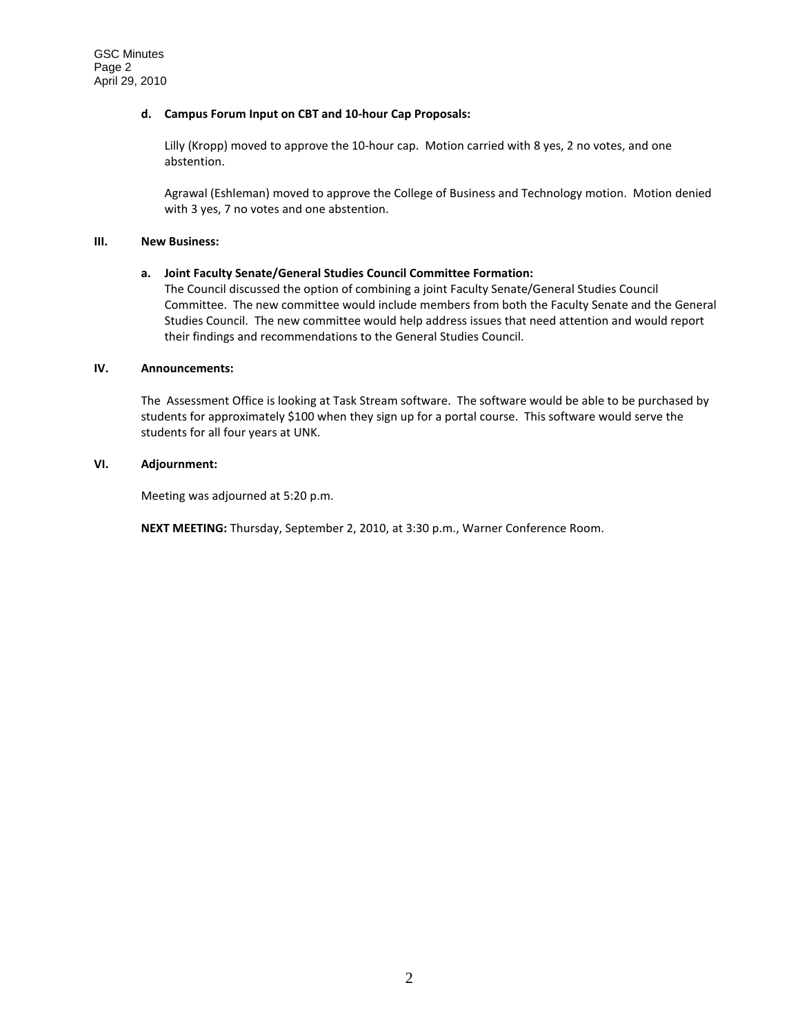**d. Campus Forum Input on CBT and 10-hour Cap Proposals:**

Lilly (Kropp) moved to approve the 10-hour cap. Motion carried with 8 yes, 2 no votes, and one abstention.

Agrawal (Eshleman) moved to approve the College of Business and Technology motion. Motion denied with 3 yes, 7 no votes and one abstention.

**III. New Business:**

**a. Joint Faculty Senate/General Studies Council Committee Formation:**
The Council discussed the option of combining a joint Faculty Senate/General Studies Council Committee. The new committee would include members from both the Faculty Senate and the General Studies Council. The new committee would help address issues that need attention and would report their findings and recommendations to the General Studies Council.

**IV. Announcements:**

The Assessment Office is looking at Task Stream software. The software would be able to be purchased by students for approximately $100 when they sign up for a portal course. This software would serve the students for all four years at UNK.

**VI. Adjournment:**

Meeting was adjourned at 5:20 p.m.

**NEXT MEETING:** Thursday, September 2, 2010, at 3:30 p.m., Warner Conference Room.